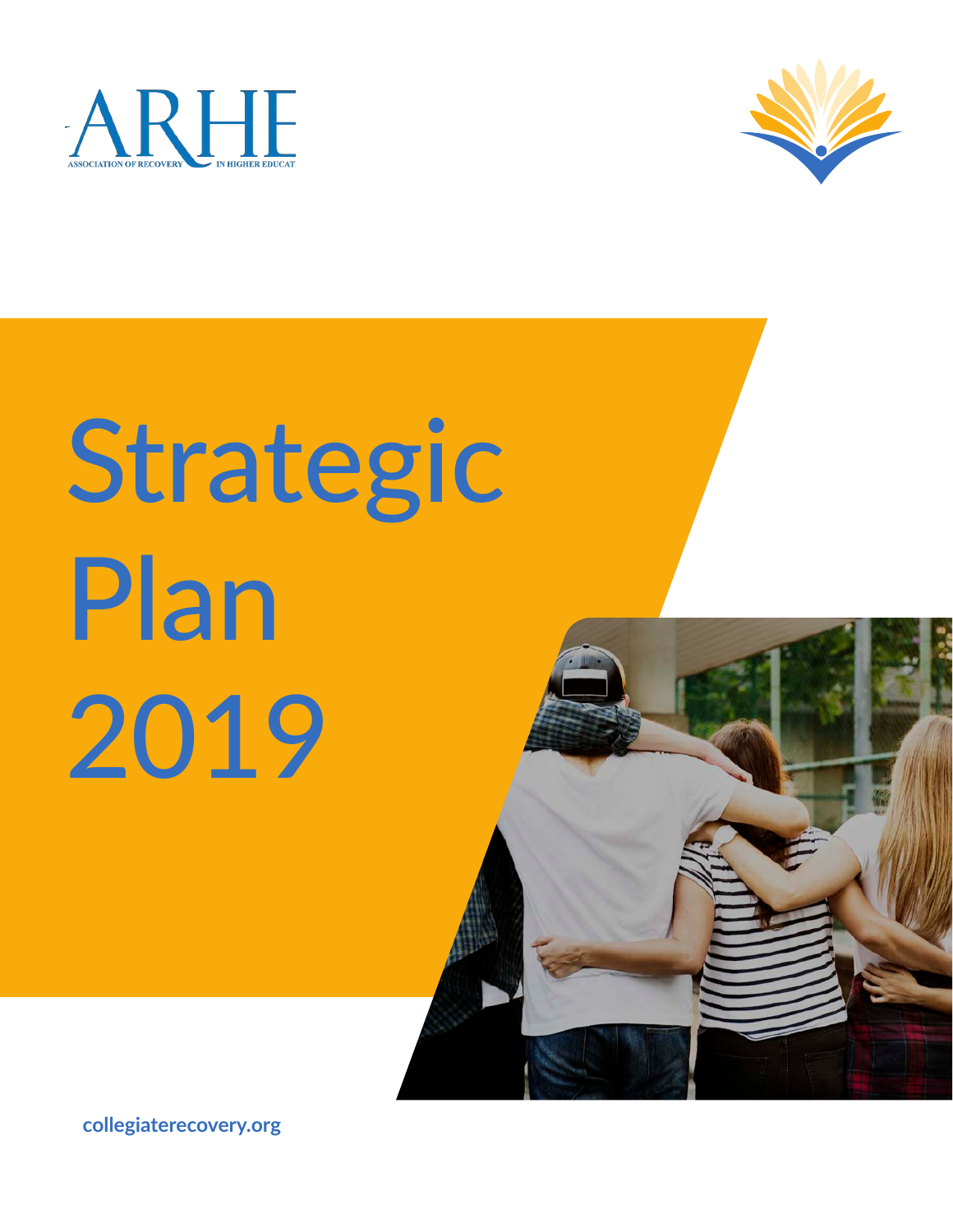ARHE

ASSOCIATION OF RECOVERY IN HIGHER EDUCATION

# Strategic Plan 2019

collegiaterecovery.org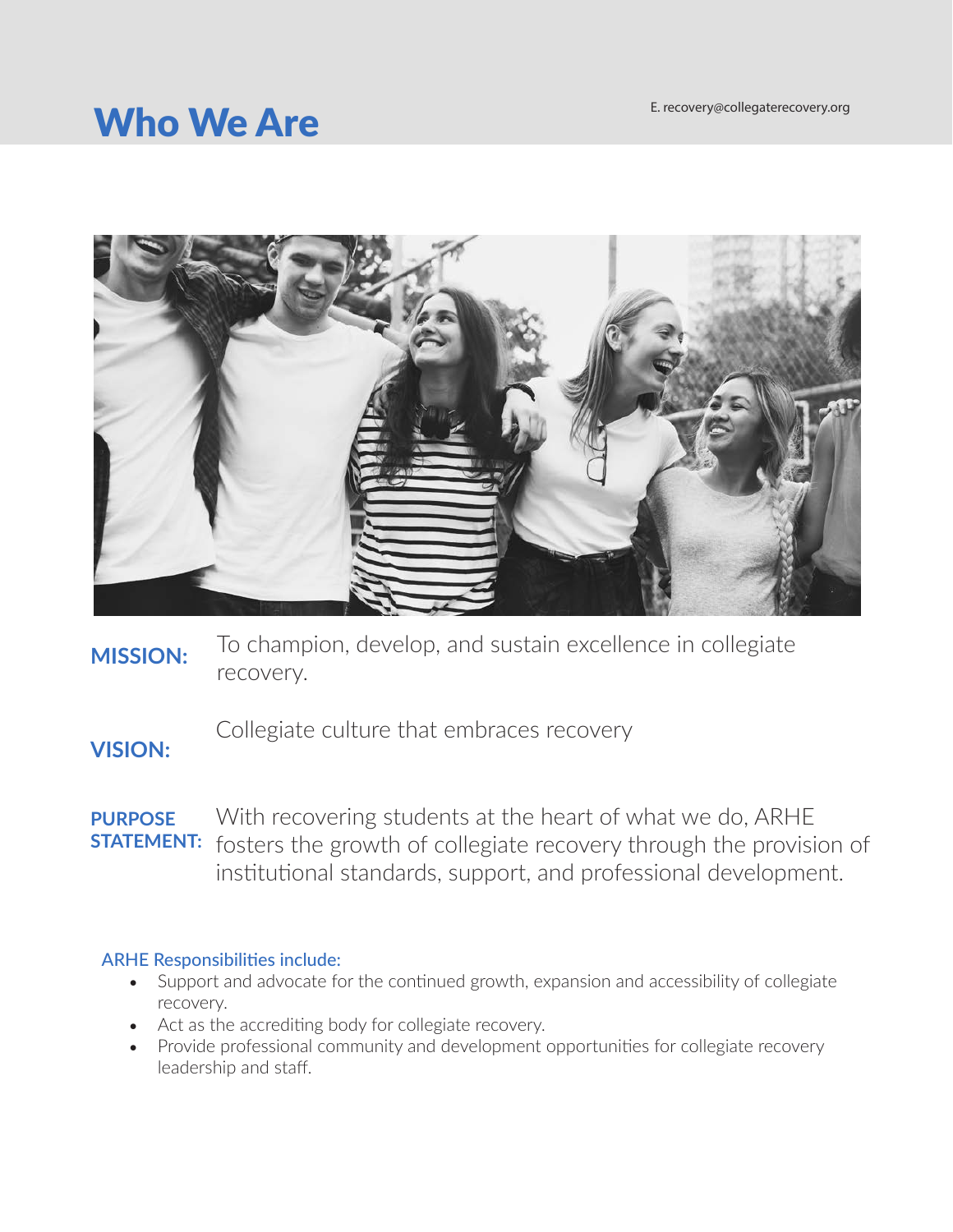# Who We Are

E. recovery@collegaterecovery.org

**MISSION:** To champion, develop, and sustain excellence in collegiate recovery.

**VISION:** Collegiate culture that embraces recovery

**PURPOSE STATEMENT:** With recovering students at the heart of what we do, ARHE fosters the growth of collegiate recovery through the provision of institutional standards, support, and professional development.

ARHE Responsibilities include:

- Support and advocate for the continued growth, expansion and accessibility of collegiate recovery.
- Act as the accrediting body for collegiate recovery.
- Provide professional community and development opportunities for collegiate recovery leadership and staff.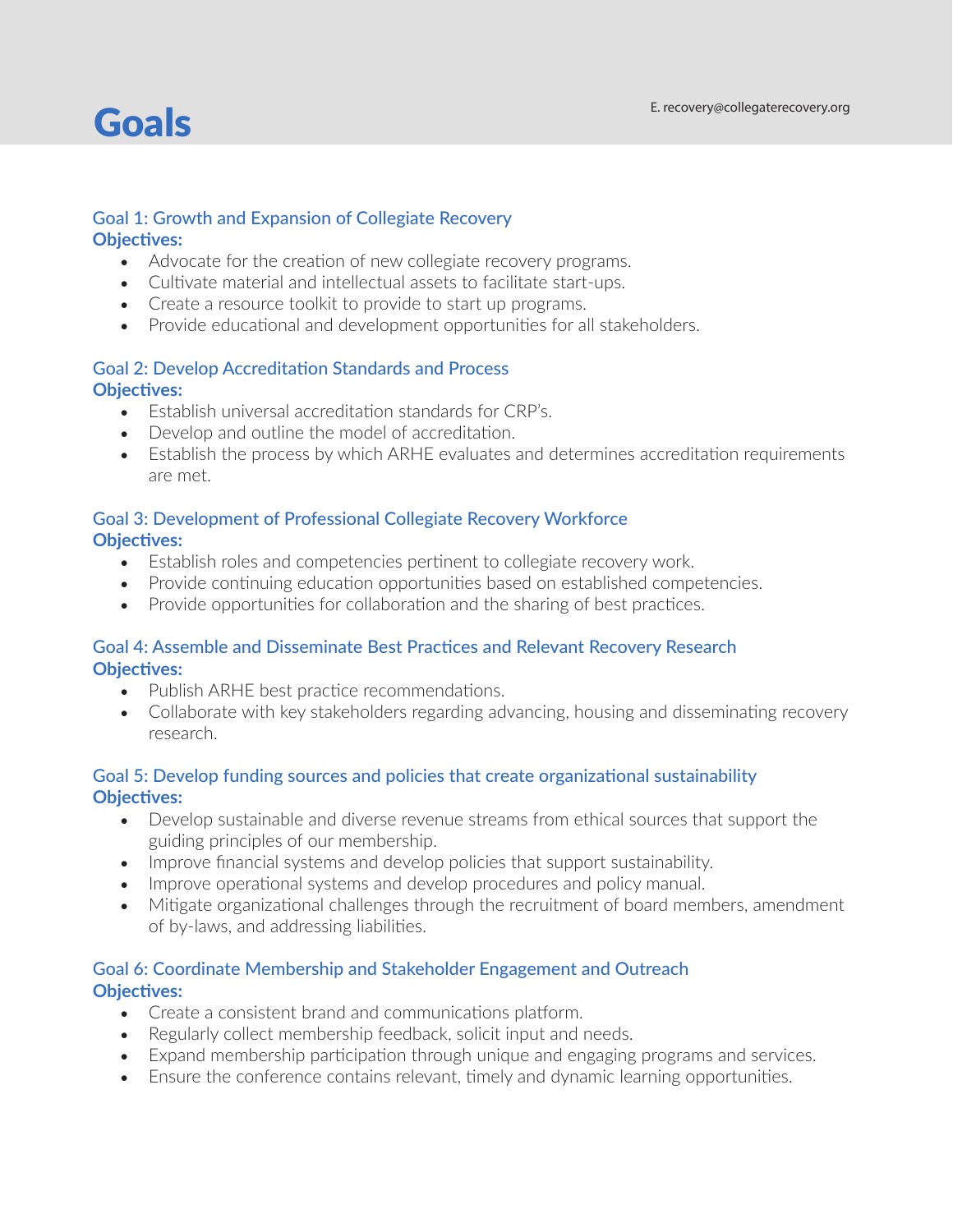# Goals

E. recovery@collegiaterecovery.org

### Goal 1: Growth and Expansion of Collegiate Recovery

**Objectives:**

- Advocate for the creation of new collegiate recovery programs.
- Cultivate material and intellectual assets to facilitate start-ups.
- Create a resource toolkit to provide to start up programs.
- Provide educational and development opportunities for all stakeholders.

### Goal 2: Develop Accreditation Standards and Process

**Objectives:**

- Establish universal accreditation standards for CRP's.
- Develop and outline the model of accreditation.
- Establish the process by which ARHE evaluates and determines accreditation requirements are met.

### Goal 3: Development of Professional Collegiate Recovery Workforce

**Objectives:**

- Establish roles and competencies pertinent to collegiate recovery work.
- Provide continuing education opportunities based on established competencies.
- Provide opportunities for collaboration and the sharing of best practices.

### Goal 4: Assemble and Disseminate Best Practices and Relevant Recovery Research

**Objectives:**

- Publish ARHE best practice recommendations.
- Collaborate with key stakeholders regarding advancing, housing and disseminating recovery research.

### Goal 5: Develop funding sources and policies that create organizational sustainability

**Objectives:**

- Develop sustainable and diverse revenue streams from ethical sources that support the guiding principles of our membership.
- Improve financial systems and develop policies that support sustainability.
- Improve operational systems and develop procedures and policy manual.
- Mitigate organizational challenges through the recruitment of board members, amendment of by-laws, and addressing liabilities.

### Goal 6: Coordinate Membership and Stakeholder Engagement and Outreach

**Objectives:**

- Create a consistent brand and communications platform.
- Regularly collect membership feedback, solicit input and needs.
- Expand membership participation through unique and engaging programs and services.
- Ensure the conference contains relevant, timely and dynamic learning opportunities.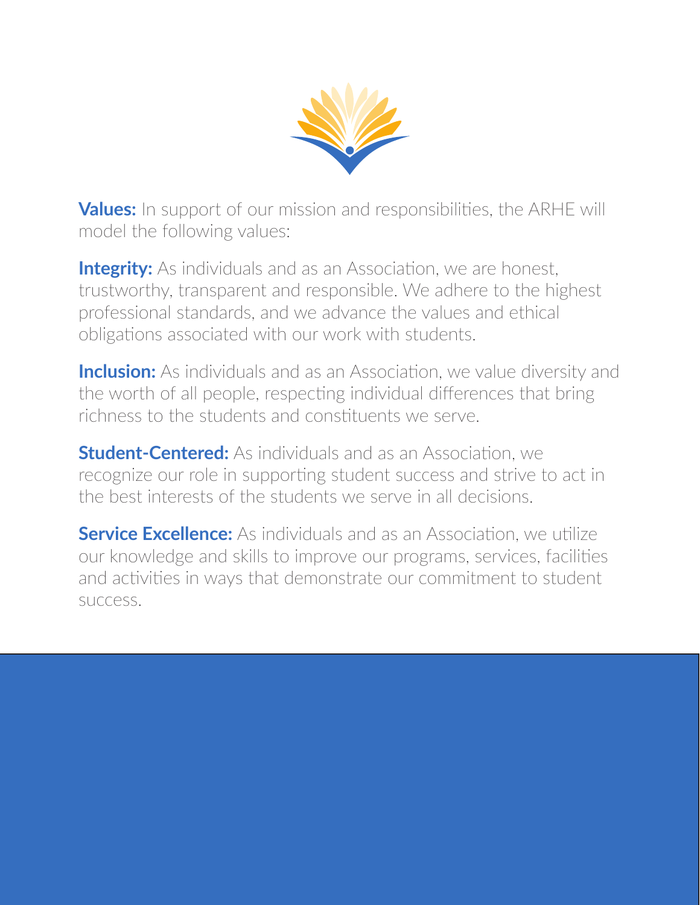**Values:** In support of our mission and responsibilities, the ARHE will model the following values:

**Integrity:** As individuals and as an Association, we are honest, trustworthy, transparent and responsible. We adhere to the highest professional standards, and we advance the values and ethical obligations associated with our work with students.

**Inclusion:** As individuals and as an Association, we value diversity and the worth of all people, respecting individual differences that bring richness to the students and constituents we serve.

**Student-Centered:** As individuals and as an Association, we recognize our role in supporting student success and strive to act in the best interests of the students we serve in all decisions.

**Service Excellence:** As individuals and as an Association, we utilize our knowledge and skills to improve our programs, services, facilities and activities in ways that demonstrate our commitment to student success.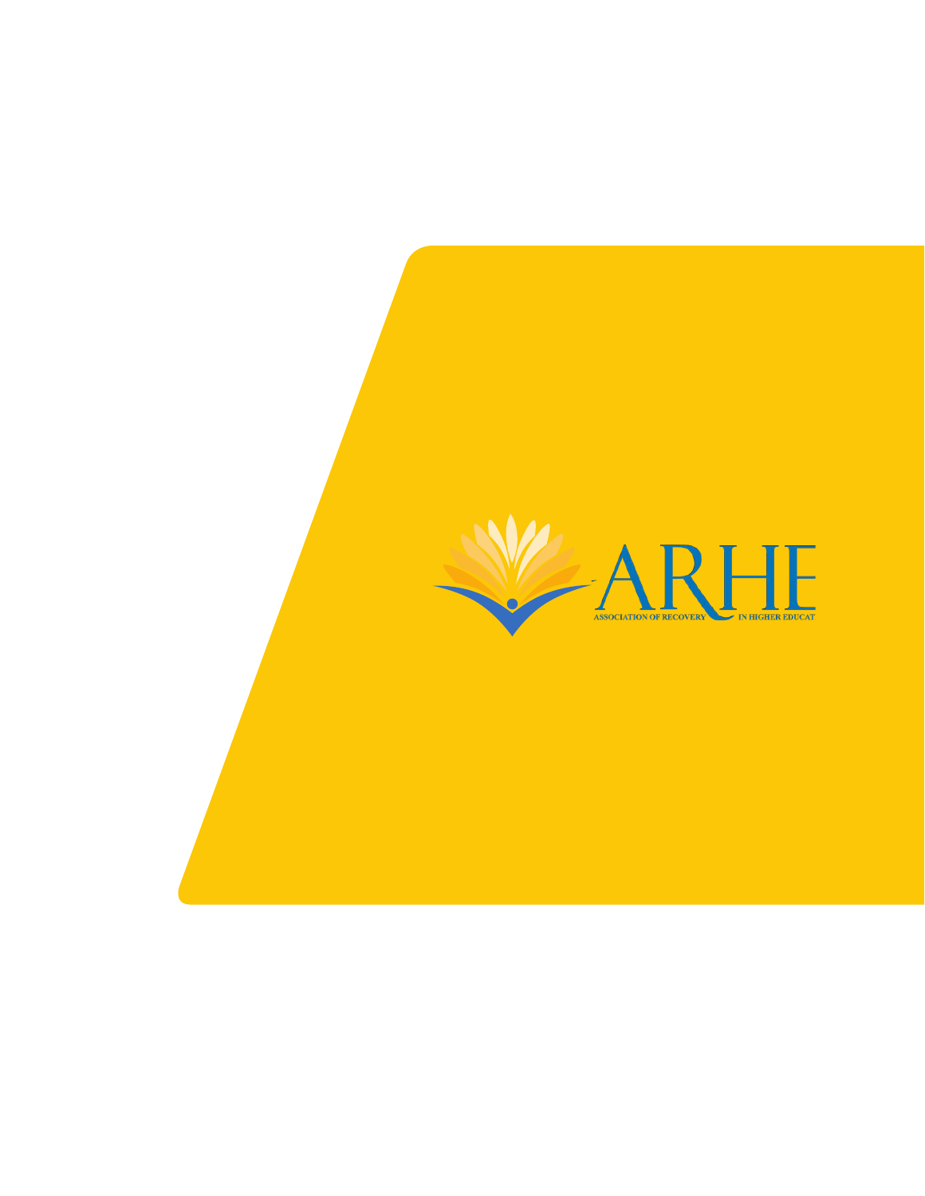ARHE

ASSOCIATION OF RECOVERY IN HIGHER EDUCAT